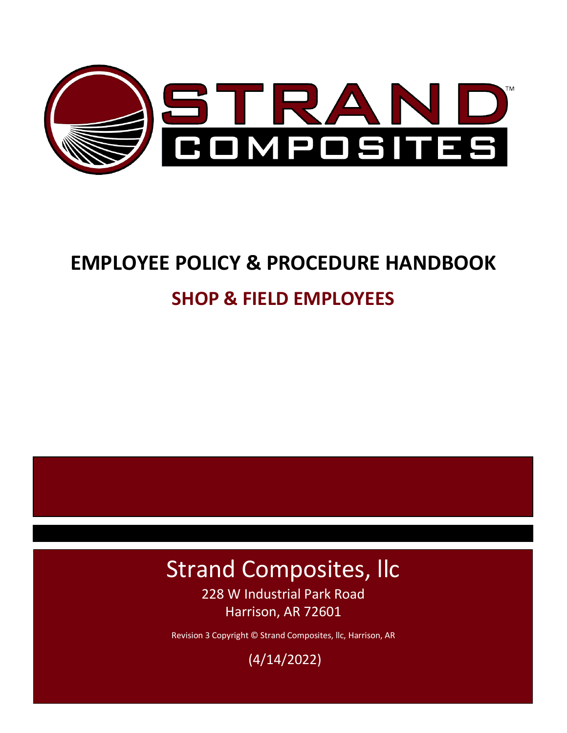# STRAND™ COMPOSITES

# EMPLOYEE POLICY & PROCEDURE HANDBOOK

## SHOP & FIELD EMPLOYEES

Strand Composites, llc

228 W Industrial Park Road
Harrison, AR 72601

Revision 3 Copyright © Strand Composites, llc, Harrison, AR

(4/14/2022)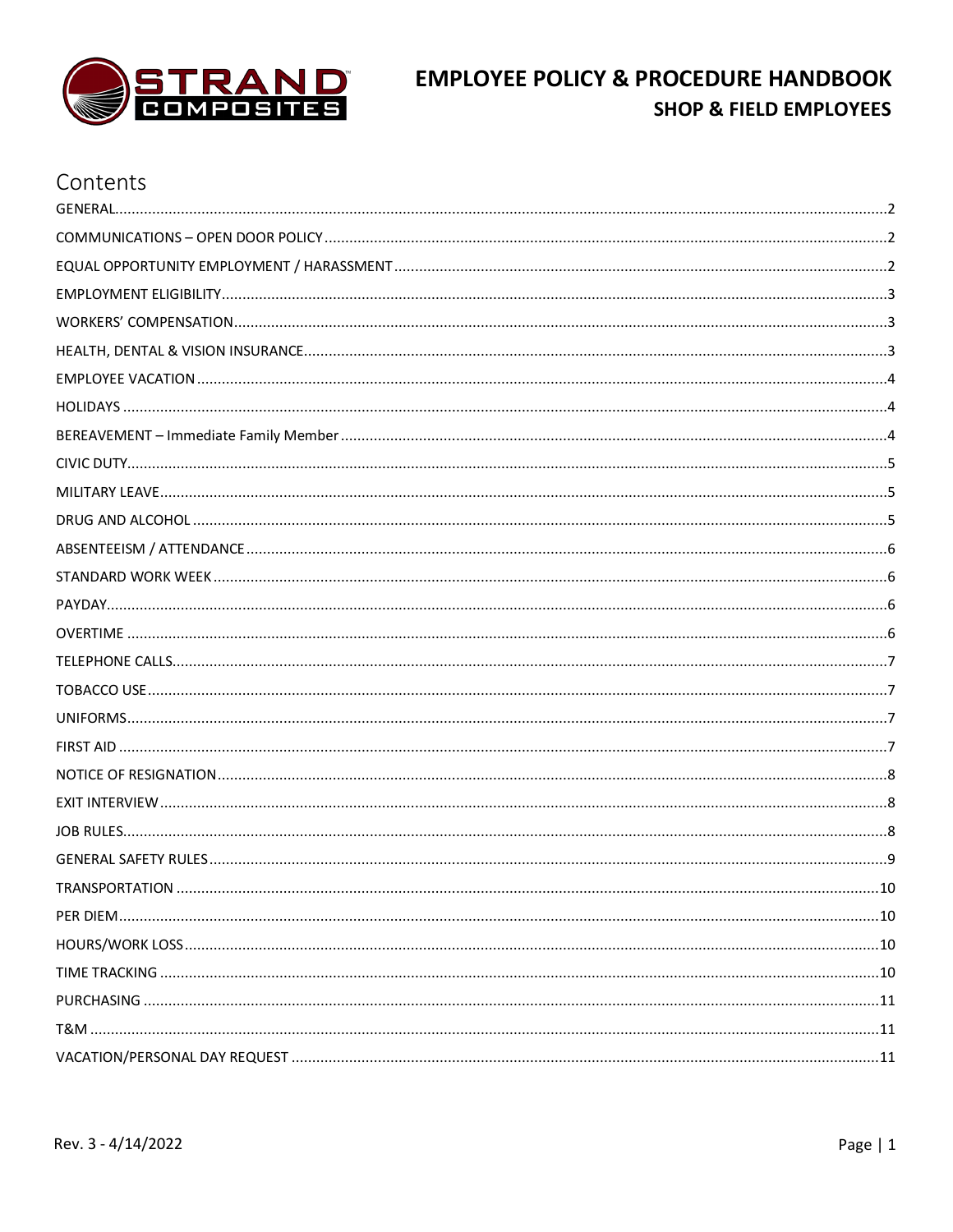# EMPLOYEE POLICY & PROCEDURE HANDBOOK

## SHOP & FIELD EMPLOYEES

## Contents

| Section | Page |
|---|---|
| GENERAL | 2 |
| COMMUNICATIONS – OPEN DOOR POLICY | 2 |
| EQUAL OPPORTUNITY EMPLOYMENT / HARASSMENT | 2 |
| EMPLOYMENT ELIGIBILITY | 3 |
| WORKERS' COMPENSATION | 3 |
| HEALTH, DENTAL & VISION INSURANCE | 3 |
| EMPLOYEE VACATION | 4 |
| HOLIDAYS | 4 |
| BEREAVEMENT – Immediate Family Member | 4 |
| CIVIC DUTY | 5 |
| MILITARY LEAVE | 5 |
| DRUG AND ALCOHOL | 5 |
| ABSENTEEISM / ATTENDANCE | 6 |
| STANDARD WORK WEEK | 6 |
| PAYDAY | 6 |
| OVERTIME | 6 |
| TELEPHONE CALLS | 7 |
| TOBACCO USE | 7 |
| UNIFORMS | 7 |
| FIRST AID | 7 |
| NOTICE OF RESIGNATION | 8 |
| EXIT INTERVIEW | 8 |
| JOB RULES | 8 |
| GENERAL SAFETY RULES | 9 |
| TRANSPORTATION | 10 |
| PER DIEM | 10 |
| HOURS/WORK LOSS | 10 |
| TIME TRACKING | 10 |
| PURCHASING | 11 |
| T&M | 11 |
| VACATION/PERSONAL DAY REQUEST | 11 |

Rev. 3 - 4/14/2022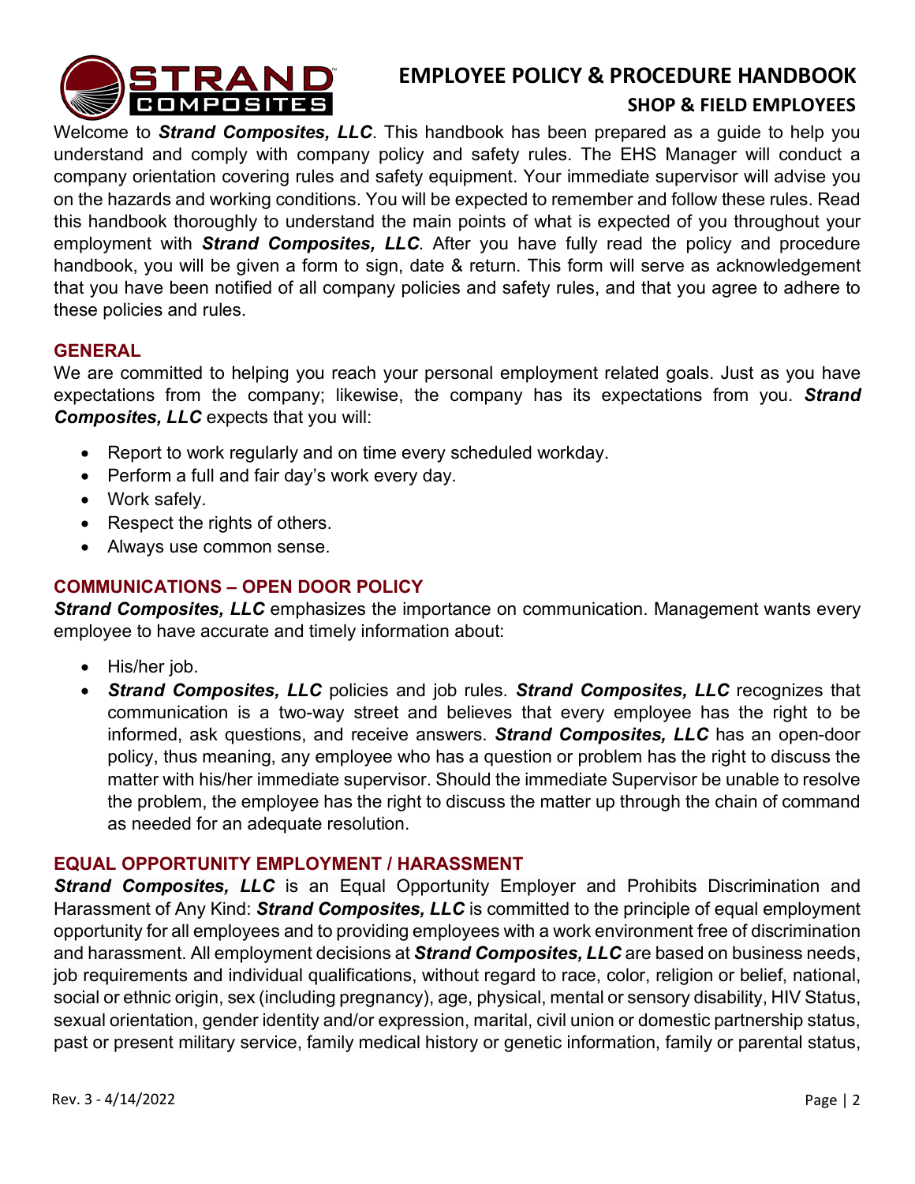# EMPLOYEE POLICY & PROCEDURE HANDBOOK

## SHOP & FIELD EMPLOYEES

Welcome to ***Strand Composites, LLC***. This handbook has been prepared as a guide to help you understand and comply with company policy and safety rules. The EHS Manager will conduct a company orientation covering rules and safety equipment. Your immediate supervisor will advise you on the hazards and working conditions. You will be expected to remember and follow these rules. Read this handbook thoroughly to understand the main points of what is expected of you throughout your employment with ***Strand Composites, LLC***. After you have fully read the policy and procedure handbook, you will be given a form to sign, date & return. This form will serve as acknowledgement that you have been notified of all company policies and safety rules, and that you agree to adhere to these policies and rules.

### GENERAL

We are committed to helping you reach your personal employment related goals. Just as you have expectations from the company; likewise, the company has its expectations from you. ***Strand Composites, LLC*** expects that you will:

- Report to work regularly and on time every scheduled workday.
- Perform a full and fair day's work every day.
- Work safely.
- Respect the rights of others.
- Always use common sense.

### COMMUNICATIONS – OPEN DOOR POLICY

***Strand Composites, LLC*** emphasizes the importance on communication. Management wants every employee to have accurate and timely information about:

- His/her job.
- ***Strand Composites, LLC*** policies and job rules. ***Strand Composites, LLC*** recognizes that communication is a two-way street and believes that every employee has the right to be informed, ask questions, and receive answers. ***Strand Composites, LLC*** has an open-door policy, thus meaning, any employee who has a question or problem has the right to discuss the matter with his/her immediate supervisor. Should the immediate Supervisor be unable to resolve the problem, the employee has the right to discuss the matter up through the chain of command as needed for an adequate resolution.

### EQUAL OPPORTUNITY EMPLOYMENT / HARASSMENT

***Strand Composites, LLC*** is an Equal Opportunity Employer and Prohibits Discrimination and Harassment of Any Kind: ***Strand Composites, LLC*** is committed to the principle of equal employment opportunity for all employees and to providing employees with a work environment free of discrimination and harassment. All employment decisions at ***Strand Composites, LLC*** are based on business needs, job requirements and individual qualifications, without regard to race, color, religion or belief, national, social or ethnic origin, sex (including pregnancy), age, physical, mental or sensory disability, HIV Status, sexual orientation, gender identity and/or expression, marital, civil union or domestic partnership status, past or present military service, family medical history or genetic information, family or parental status,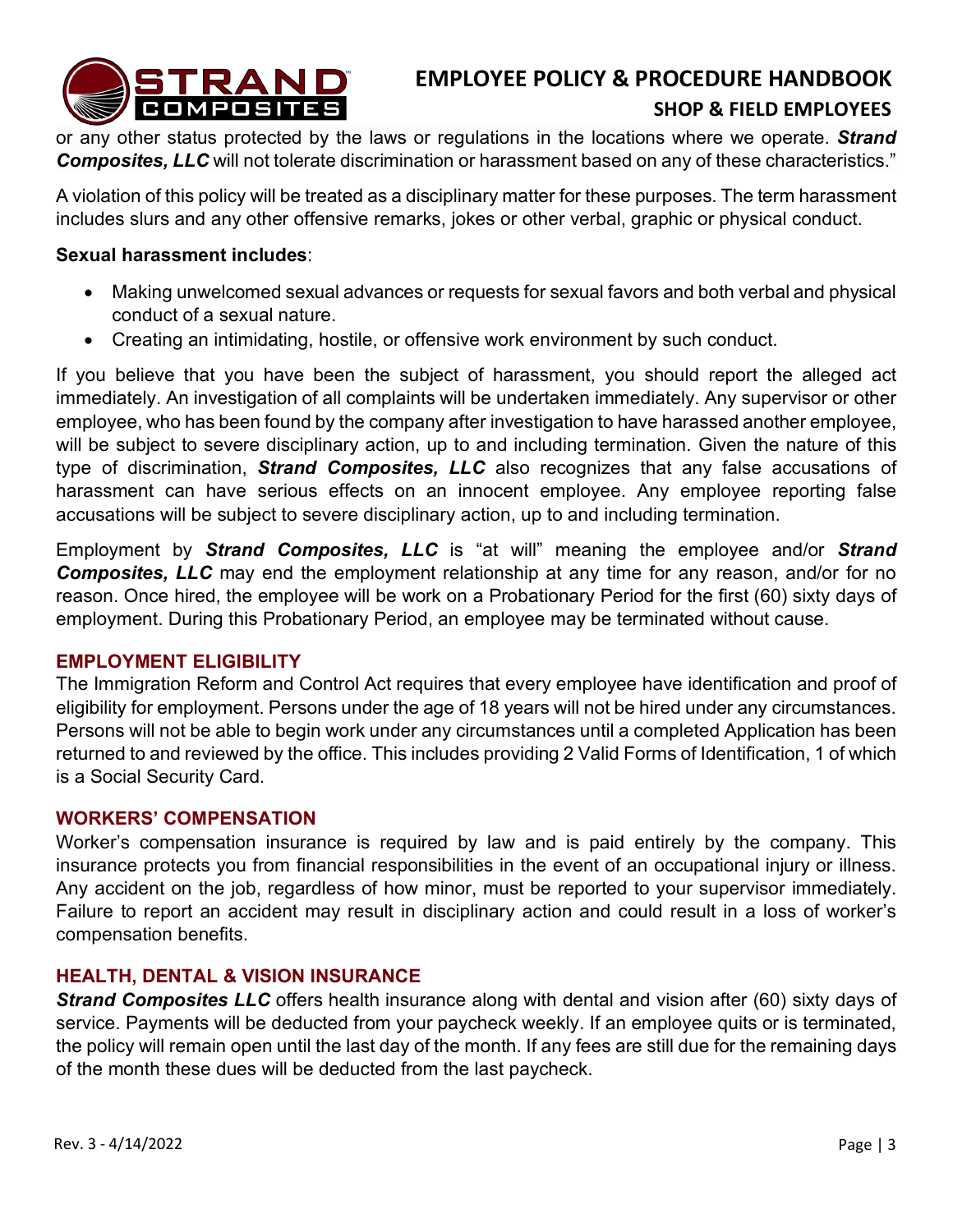or any other status protected by the laws or regulations in the locations where we operate. ***Strand Composites, LLC*** will not tolerate discrimination or harassment based on any of these characteristics."

A violation of this policy will be treated as a disciplinary matter for these purposes. The term harassment includes slurs and any other offensive remarks, jokes or other verbal, graphic or physical conduct.

**Sexual harassment includes**:

- Making unwelcomed sexual advances or requests for sexual favors and both verbal and physical conduct of a sexual nature.
- Creating an intimidating, hostile, or offensive work environment by such conduct.

If you believe that you have been the subject of harassment, you should report the alleged act immediately. An investigation of all complaints will be undertaken immediately. Any supervisor or other employee, who has been found by the company after investigation to have harassed another employee, will be subject to severe disciplinary action, up to and including termination. Given the nature of this type of discrimination, ***Strand Composites, LLC*** also recognizes that any false accusations of harassment can have serious effects on an innocent employee. Any employee reporting false accusations will be subject to severe disciplinary action, up to and including termination.

Employment by ***Strand Composites, LLC*** is "at will" meaning the employee and/or ***Strand Composites, LLC*** may end the employment relationship at any time for any reason, and/or for no reason. Once hired, the employee will be work on a Probationary Period for the first (60) sixty days of employment. During this Probationary Period, an employee may be terminated without cause.

## EMPLOYMENT ELIGIBILITY

The Immigration Reform and Control Act requires that every employee have identification and proof of eligibility for employment. Persons under the age of 18 years will not be hired under any circumstances. Persons will not be able to begin work under any circumstances until a completed Application has been returned to and reviewed by the office. This includes providing 2 Valid Forms of Identification, 1 of which is a Social Security Card.

## WORKERS' COMPENSATION

Worker's compensation insurance is required by law and is paid entirely by the company. This insurance protects you from financial responsibilities in the event of an occupational injury or illness. Any accident on the job, regardless of how minor, must be reported to your supervisor immediately. Failure to report an accident may result in disciplinary action and could result in a loss of worker's compensation benefits.

## HEALTH, DENTAL & VISION INSURANCE

***Strand Composites LLC*** offers health insurance along with dental and vision after (60) sixty days of service. Payments will be deducted from your paycheck weekly. If an employee quits or is terminated, the policy will remain open until the last day of the month. If any fees are still due for the remaining days of the month these dues will be deducted from the last paycheck.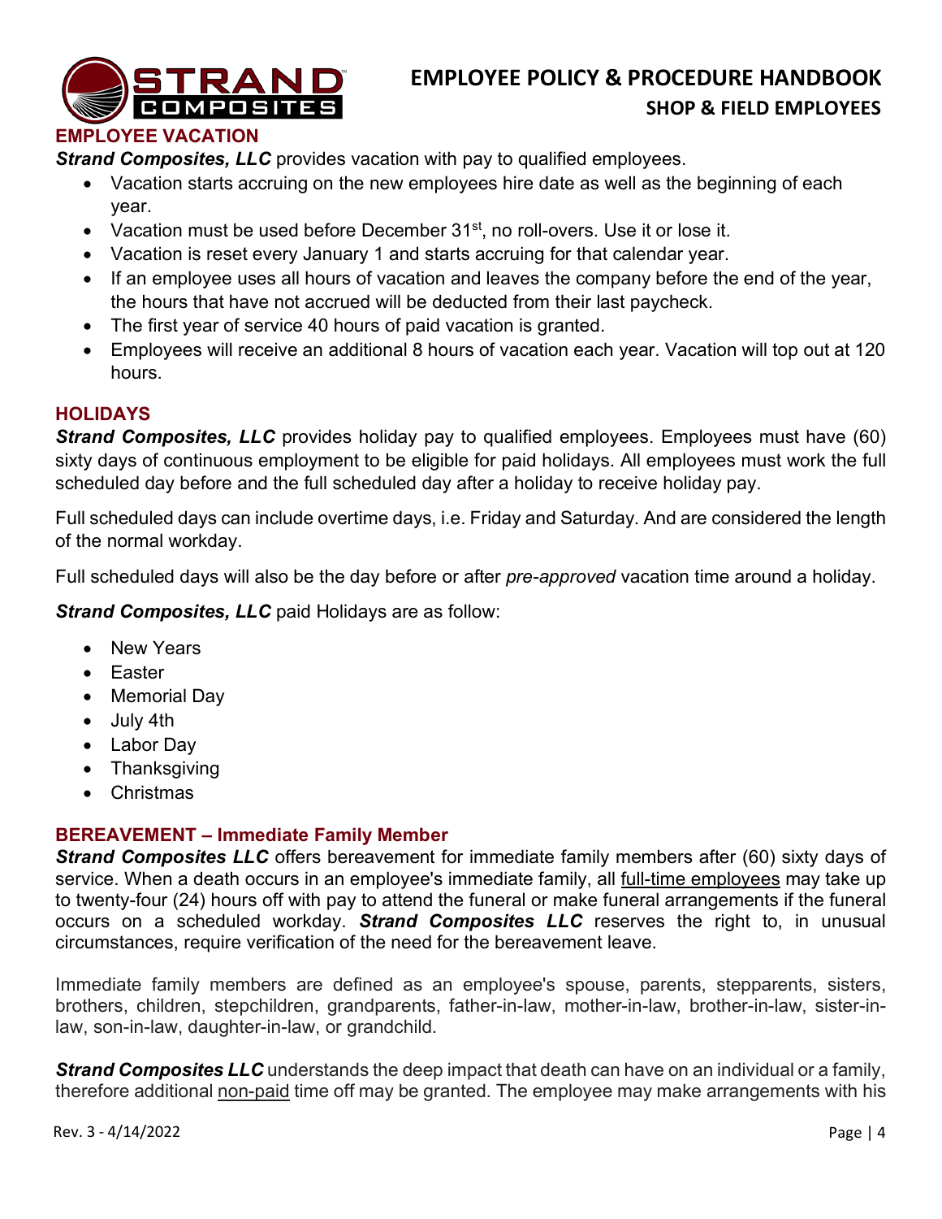## EMPLOYEE VACATION

***Strand Composites, LLC*** provides vacation with pay to qualified employees.

- Vacation starts accruing on the new employees hire date as well as the beginning of each year.
- Vacation must be used before December 31st, no roll-overs. Use it or lose it.
- Vacation is reset every January 1 and starts accruing for that calendar year.
- If an employee uses all hours of vacation and leaves the company before the end of the year, the hours that have not accrued will be deducted from their last paycheck.
- The first year of service 40 hours of paid vacation is granted.
- Employees will receive an additional 8 hours of vacation each year. Vacation will top out at 120 hours.

## HOLIDAYS

***Strand Composites, LLC*** provides holiday pay to qualified employees. Employees must have (60) sixty days of continuous employment to be eligible for paid holidays. All employees must work the full scheduled day before and the full scheduled day after a holiday to receive holiday pay.

Full scheduled days can include overtime days, i.e. Friday and Saturday. And are considered the length of the normal workday.

Full scheduled days will also be the day before or after *pre-approved* vacation time around a holiday.

***Strand Composites, LLC*** paid Holidays are as follow:

- New Years
- Easter
- Memorial Day
- July 4th
- Labor Day
- Thanksgiving
- Christmas

## BEREAVEMENT – Immediate Family Member

***Strand Composites LLC*** offers bereavement for immediate family members after (60) sixty days of service. When a death occurs in an employee's immediate family, all full-time employees may take up to twenty-four (24) hours off with pay to attend the funeral or make funeral arrangements if the funeral occurs on a scheduled workday. ***Strand Composites LLC*** reserves the right to, in unusual circumstances, require verification of the need for the bereavement leave.

Immediate family members are defined as an employee's spouse, parents, stepparents, sisters, brothers, children, stepchildren, grandparents, father-in-law, mother-in-law, brother-in-law, sister-in-law, son-in-law, daughter-in-law, or grandchild.

***Strand Composites LLC*** understands the deep impact that death can have on an individual or a family, therefore additional non-paid time off may be granted. The employee may make arrangements with his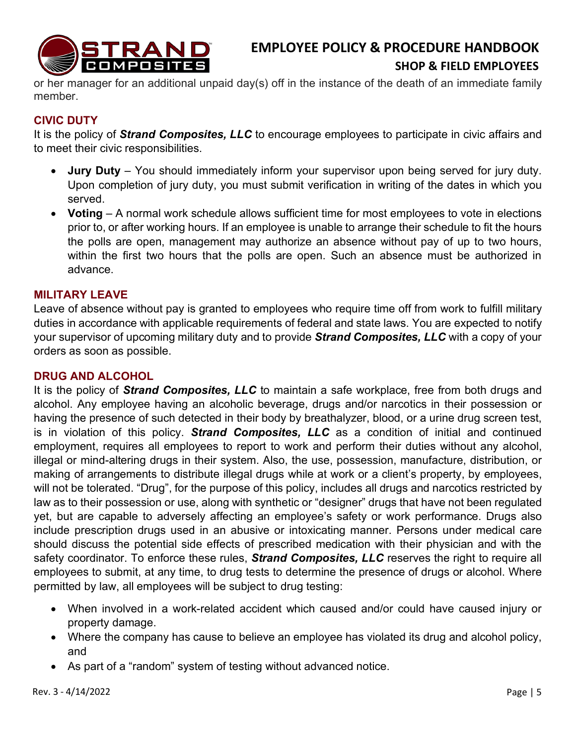or her manager for an additional unpaid day(s) off in the instance of the death of an immediate family member.

## CIVIC DUTY

It is the policy of ***Strand Composites, LLC*** to encourage employees to participate in civic affairs and to meet their civic responsibilities.

- **Jury Duty** – You should immediately inform your supervisor upon being served for jury duty. Upon completion of jury duty, you must submit verification in writing of the dates in which you served.
- **Voting** – A normal work schedule allows sufficient time for most employees to vote in elections prior to, or after working hours. If an employee is unable to arrange their schedule to fit the hours the polls are open, management may authorize an absence without pay of up to two hours, within the first two hours that the polls are open. Such an absence must be authorized in advance.

## MILITARY LEAVE

Leave of absence without pay is granted to employees who require time off from work to fulfill military duties in accordance with applicable requirements of federal and state laws. You are expected to notify your supervisor of upcoming military duty and to provide ***Strand Composites, LLC*** with a copy of your orders as soon as possible.

## DRUG AND ALCOHOL

It is the policy of ***Strand Composites, LLC*** to maintain a safe workplace, free from both drugs and alcohol. Any employee having an alcoholic beverage, drugs and/or narcotics in their possession or having the presence of such detected in their body by breathalyzer, blood, or a urine drug screen test, is in violation of this policy. ***Strand Composites, LLC*** as a condition of initial and continued employment, requires all employees to report to work and perform their duties without any alcohol, illegal or mind-altering drugs in their system. Also, the use, possession, manufacture, distribution, or making of arrangements to distribute illegal drugs while at work or a client's property, by employees, will not be tolerated. "Drug", for the purpose of this policy, includes all drugs and narcotics restricted by law as to their possession or use, along with synthetic or "designer" drugs that have not been regulated yet, but are capable to adversely affecting an employee's safety or work performance. Drugs also include prescription drugs used in an abusive or intoxicating manner. Persons under medical care should discuss the potential side effects of prescribed medication with their physician and with the safety coordinator. To enforce these rules, ***Strand Composites, LLC*** reserves the right to require all employees to submit, at any time, to drug tests to determine the presence of drugs or alcohol. Where permitted by law, all employees will be subject to drug testing:

- When involved in a work-related accident which caused and/or could have caused injury or property damage.
- Where the company has cause to believe an employee has violated its drug and alcohol policy, and
- As part of a "random" system of testing without advanced notice.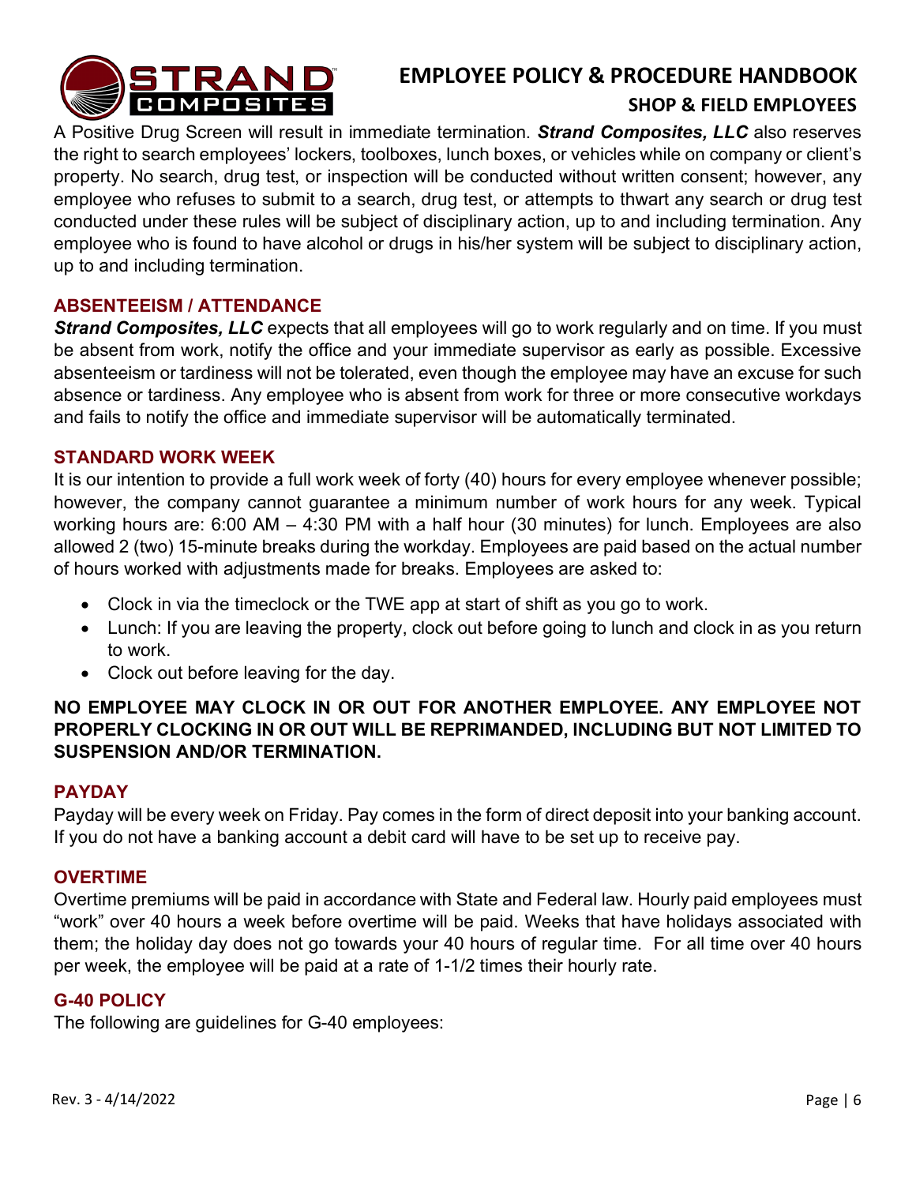A Positive Drug Screen will result in immediate termination. ***Strand Composites, LLC*** also reserves the right to search employees' lockers, toolboxes, lunch boxes, or vehicles while on company or client's property. No search, drug test, or inspection will be conducted without written consent; however, any employee who refuses to submit to a search, drug test, or attempts to thwart any search or drug test conducted under these rules will be subject of disciplinary action, up to and including termination. Any employee who is found to have alcohol or drugs in his/her system will be subject to disciplinary action, up to and including termination.

## ABSENTEEISM / ATTENDANCE

***Strand Composites, LLC*** expects that all employees will go to work regularly and on time. If you must be absent from work, notify the office and your immediate supervisor as early as possible. Excessive absenteeism or tardiness will not be tolerated, even though the employee may have an excuse for such absence or tardiness. Any employee who is absent from work for three or more consecutive workdays and fails to notify the office and immediate supervisor will be automatically terminated.

## STANDARD WORK WEEK

It is our intention to provide a full work week of forty (40) hours for every employee whenever possible; however, the company cannot guarantee a minimum number of work hours for any week. Typical working hours are: 6:00 AM – 4:30 PM with a half hour (30 minutes) for lunch. Employees are also allowed 2 (two) 15-minute breaks during the workday. Employees are paid based on the actual number of hours worked with adjustments made for breaks. Employees are asked to:

- Clock in via the timeclock or the TWE app at start of shift as you go to work.
- Lunch: If you are leaving the property, clock out before going to lunch and clock in as you return to work.
- Clock out before leaving for the day.

**NO EMPLOYEE MAY CLOCK IN OR OUT FOR ANOTHER EMPLOYEE. ANY EMPLOYEE NOT PROPERLY CLOCKING IN OR OUT WILL BE REPRIMANDED, INCLUDING BUT NOT LIMITED TO SUSPENSION AND/OR TERMINATION.**

## PAYDAY

Payday will be every week on Friday. Pay comes in the form of direct deposit into your banking account. If you do not have a banking account a debit card will have to be set up to receive pay.

## OVERTIME

Overtime premiums will be paid in accordance with State and Federal law. Hourly paid employees must "work" over 40 hours a week before overtime will be paid. Weeks that have holidays associated with them; the holiday day does not go towards your 40 hours of regular time. For all time over 40 hours per week, the employee will be paid at a rate of 1-1/2 times their hourly rate.

## G-40 POLICY

The following are guidelines for G-40 employees: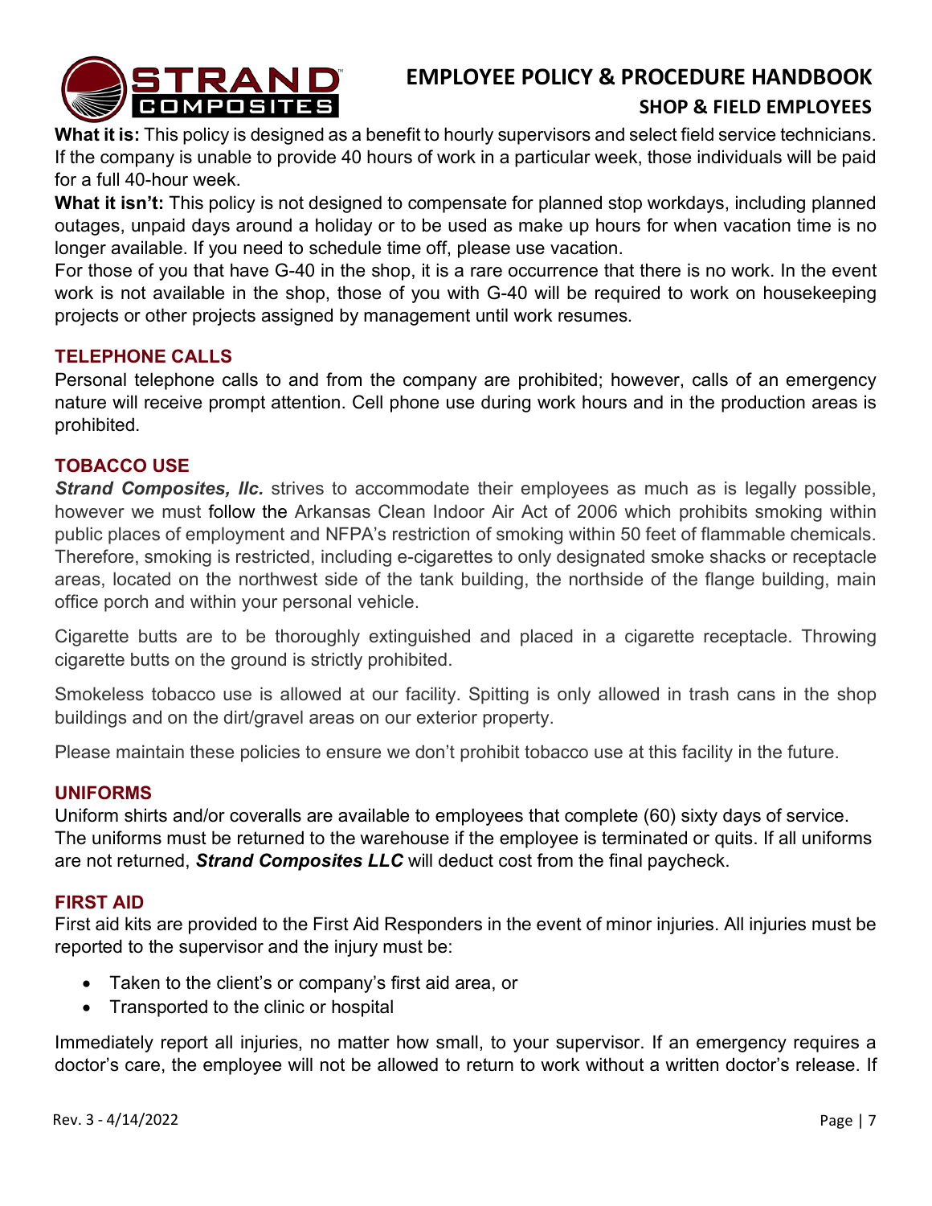**What it is:** This policy is designed as a benefit to hourly supervisors and select field service technicians. If the company is unable to provide 40 hours of work in a particular week, those individuals will be paid for a full 40-hour week.

**What it isn't:** This policy is not designed to compensate for planned stop workdays, including planned outages, unpaid days around a holiday or to be used as make up hours for when vacation time is no longer available. If you need to schedule time off, please use vacation.

For those of you that have G-40 in the shop, it is a rare occurrence that there is no work. In the event work is not available in the shop, those of you with G-40 will be required to work on housekeeping projects or other projects assigned by management until work resumes.

### TELEPHONE CALLS

Personal telephone calls to and from the company are prohibited; however, calls of an emergency nature will receive prompt attention. Cell phone use during work hours and in the production areas is prohibited.

### TOBACCO USE

***Strand Composites, llc.*** strives to accommodate their employees as much as is legally possible, however we must follow the Arkansas Clean Indoor Air Act of 2006 which prohibits smoking within public places of employment and NFPA's restriction of smoking within 50 feet of flammable chemicals. Therefore, smoking is restricted, including e-cigarettes to only designated smoke shacks or receptacle areas, located on the northwest side of the tank building, the northside of the flange building, main office porch and within your personal vehicle.

Cigarette butts are to be thoroughly extinguished and placed in a cigarette receptacle. Throwing cigarette butts on the ground is strictly prohibited.

Smokeless tobacco use is allowed at our facility. Spitting is only allowed in trash cans in the shop buildings and on the dirt/gravel areas on our exterior property.

Please maintain these policies to ensure we don't prohibit tobacco use at this facility in the future.

### UNIFORMS

Uniform shirts and/or coveralls are available to employees that complete (60) sixty days of service. The uniforms must be returned to the warehouse if the employee is terminated or quits. If all uniforms are not returned, ***Strand Composites LLC*** will deduct cost from the final paycheck.

### FIRST AID

First aid kits are provided to the First Aid Responders in the event of minor injuries. All injuries must be reported to the supervisor and the injury must be:

- Taken to the client's or company's first aid area, or
- Transported to the clinic or hospital

Immediately report all injuries, no matter how small, to your supervisor. If an emergency requires a doctor's care, the employee will not be allowed to return to work without a written doctor's release. If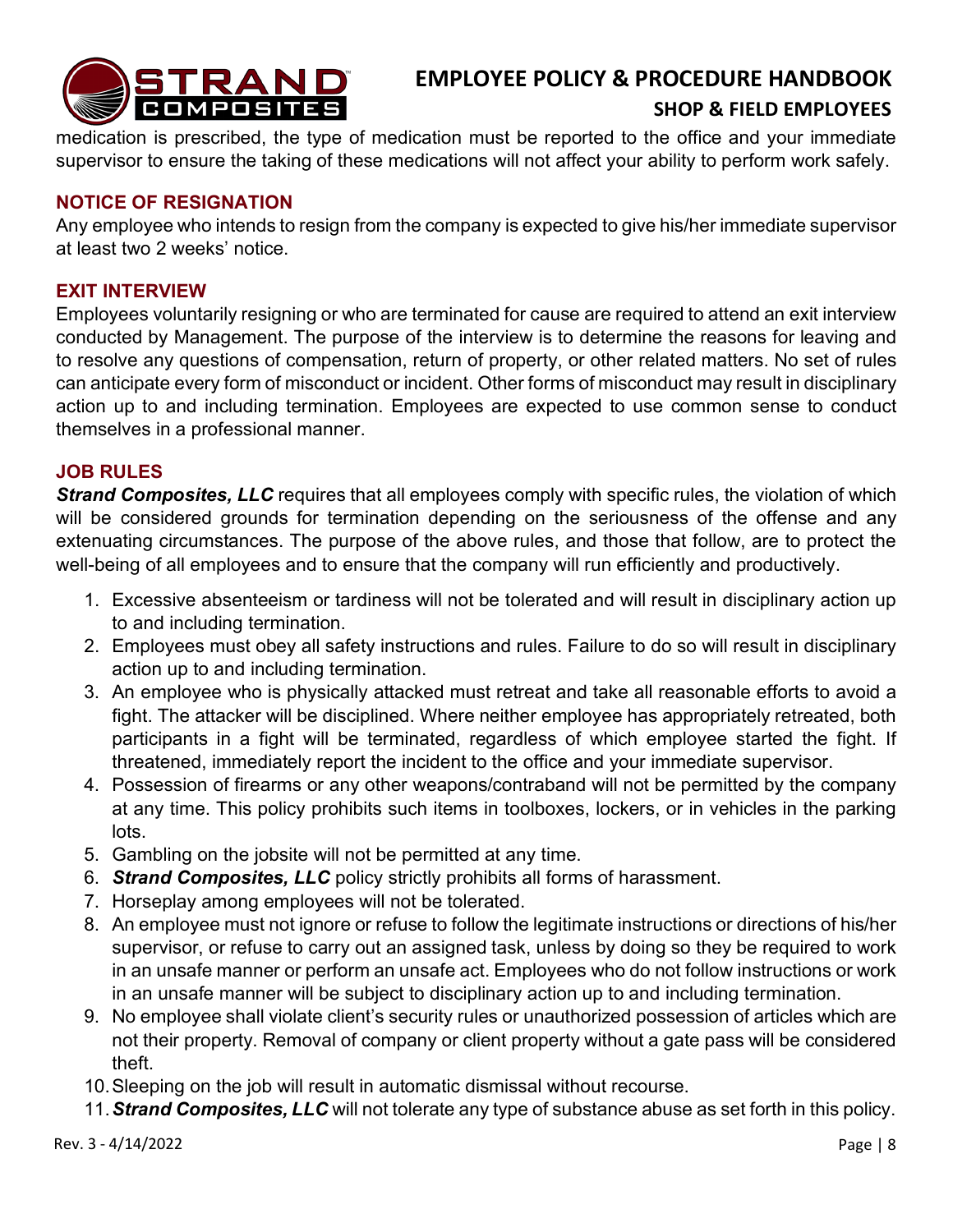medication is prescribed, the type of medication must be reported to the office and your immediate supervisor to ensure the taking of these medications will not affect your ability to perform work safely.

### NOTICE OF RESIGNATION

Any employee who intends to resign from the company is expected to give his/her immediate supervisor at least two 2 weeks' notice.

### EXIT INTERVIEW

Employees voluntarily resigning or who are terminated for cause are required to attend an exit interview conducted by Management. The purpose of the interview is to determine the reasons for leaving and to resolve any questions of compensation, return of property, or other related matters. No set of rules can anticipate every form of misconduct or incident. Other forms of misconduct may result in disciplinary action up to and including termination. Employees are expected to use common sense to conduct themselves in a professional manner.

### JOB RULES

***Strand Composites, LLC*** requires that all employees comply with specific rules, the violation of which will be considered grounds for termination depending on the seriousness of the offense and any extenuating circumstances. The purpose of the above rules, and those that follow, are to protect the well-being of all employees and to ensure that the company will run efficiently and productively.

1. Excessive absenteeism or tardiness will not be tolerated and will result in disciplinary action up to and including termination.
2. Employees must obey all safety instructions and rules. Failure to do so will result in disciplinary action up to and including termination.
3. An employee who is physically attacked must retreat and take all reasonable efforts to avoid a fight. The attacker will be disciplined. Where neither employee has appropriately retreated, both participants in a fight will be terminated, regardless of which employee started the fight. If threatened, immediately report the incident to the office and your immediate supervisor.
4. Possession of firearms or any other weapons/contraband will not be permitted by the company at any time. This policy prohibits such items in toolboxes, lockers, or in vehicles in the parking lots.
5. Gambling on the jobsite will not be permitted at any time.
6. ***Strand Composites, LLC*** policy strictly prohibits all forms of harassment.
7. Horseplay among employees will not be tolerated.
8. An employee must not ignore or refuse to follow the legitimate instructions or directions of his/her supervisor, or refuse to carry out an assigned task, unless by doing so they be required to work in an unsafe manner or perform an unsafe act. Employees who do not follow instructions or work in an unsafe manner will be subject to disciplinary action up to and including termination.
9. No employee shall violate client's security rules or unauthorized possession of articles which are not their property. Removal of company or client property without a gate pass will be considered theft.
10. Sleeping on the job will result in automatic dismissal without recourse.
11. ***Strand Composites, LLC*** will not tolerate any type of substance abuse as set forth in this policy.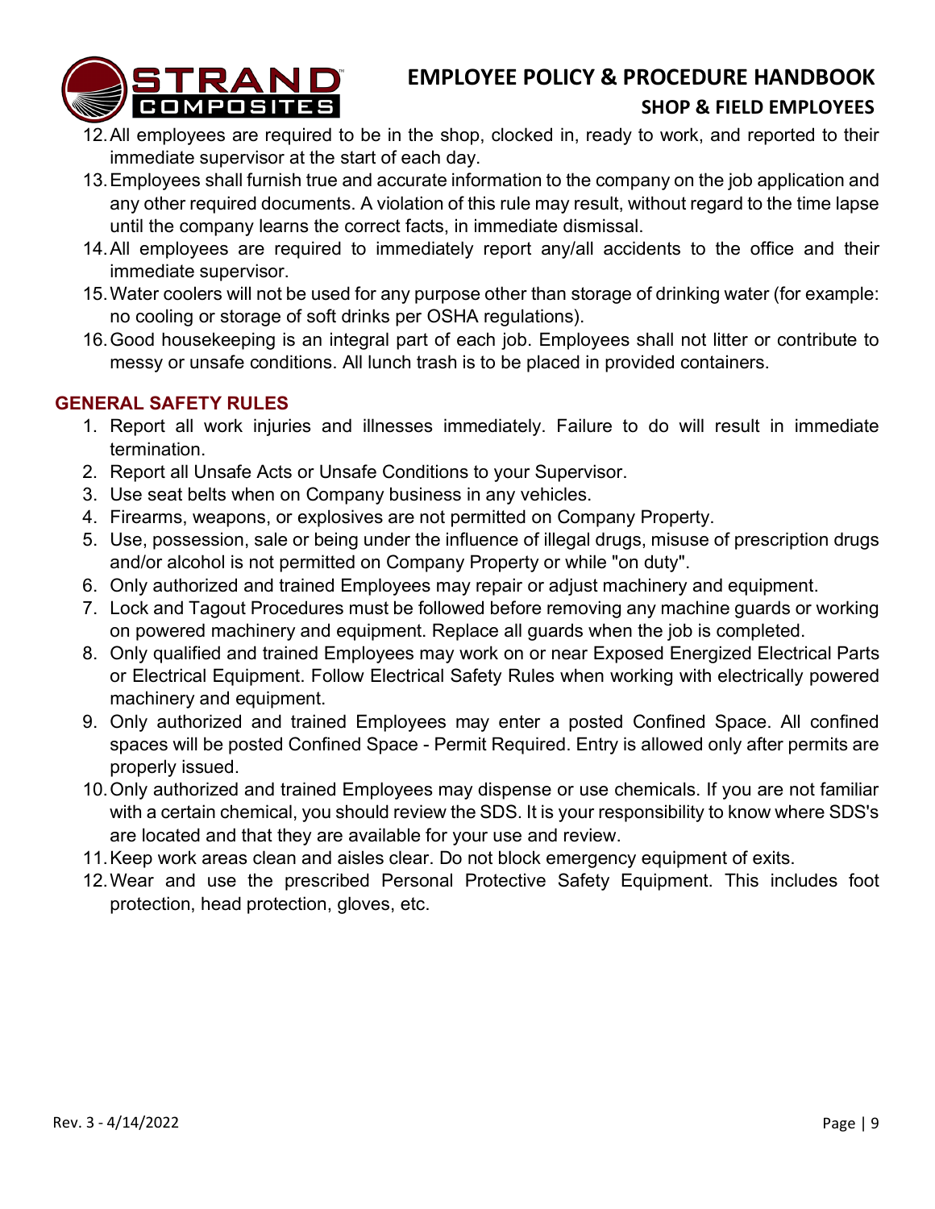12. All employees are required to be in the shop, clocked in, ready to work, and reported to their immediate supervisor at the start of each day.
13. Employees shall furnish true and accurate information to the company on the job application and any other required documents. A violation of this rule may result, without regard to the time lapse until the company learns the correct facts, in immediate dismissal.
14. All employees are required to immediately report any/all accidents to the office and their immediate supervisor.
15. Water coolers will not be used for any purpose other than storage of drinking water (for example: no cooling or storage of soft drinks per OSHA regulations).
16. Good housekeeping is an integral part of each job. Employees shall not litter or contribute to messy or unsafe conditions. All lunch trash is to be placed in provided containers.

## GENERAL SAFETY RULES

1. Report all work injuries and illnesses immediately. Failure to do will result in immediate termination.
2. Report all Unsafe Acts or Unsafe Conditions to your Supervisor.
3. Use seat belts when on Company business in any vehicles.
4. Firearms, weapons, or explosives are not permitted on Company Property.
5. Use, possession, sale or being under the influence of illegal drugs, misuse of prescription drugs and/or alcohol is not permitted on Company Property or while "on duty".
6. Only authorized and trained Employees may repair or adjust machinery and equipment.
7. Lock and Tagout Procedures must be followed before removing any machine guards or working on powered machinery and equipment. Replace all guards when the job is completed.
8. Only qualified and trained Employees may work on or near Exposed Energized Electrical Parts or Electrical Equipment. Follow Electrical Safety Rules when working with electrically powered machinery and equipment.
9. Only authorized and trained Employees may enter a posted Confined Space. All confined spaces will be posted Confined Space - Permit Required. Entry is allowed only after permits are properly issued.
10. Only authorized and trained Employees may dispense or use chemicals. If you are not familiar with a certain chemical, you should review the SDS. It is your responsibility to know where SDS's are located and that they are available for your use and review.
11. Keep work areas clean and aisles clear. Do not block emergency equipment of exits.
12. Wear and use the prescribed Personal Protective Safety Equipment. This includes foot protection, head protection, gloves, etc.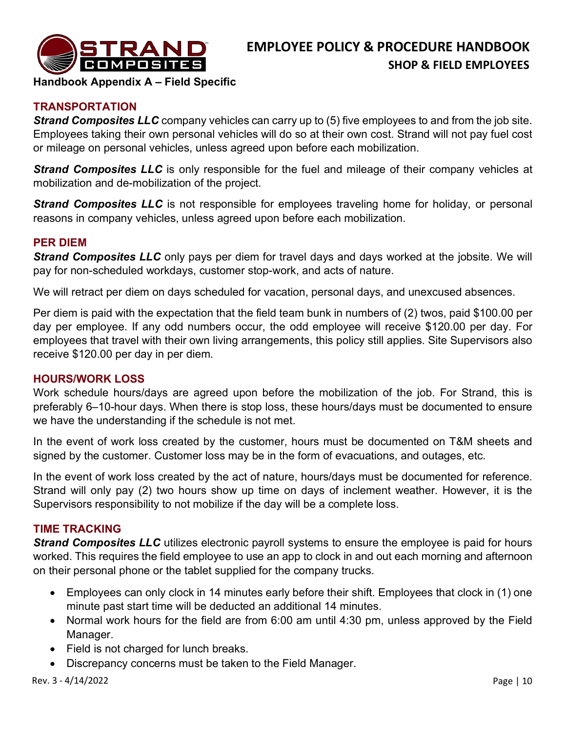**Handbook Appendix A – Field Specific**

## TRANSPORTATION

***Strand Composites LLC*** company vehicles can carry up to (5) five employees to and from the job site. Employees taking their own personal vehicles will do so at their own cost. Strand will not pay fuel cost or mileage on personal vehicles, unless agreed upon before each mobilization.

***Strand Composites LLC*** is only responsible for the fuel and mileage of their company vehicles at mobilization and de-mobilization of the project.

***Strand Composites LLC*** is not responsible for employees traveling home for holiday, or personal reasons in company vehicles, unless agreed upon before each mobilization.

## PER DIEM

***Strand Composites LLC*** only pays per diem for travel days and days worked at the jobsite. We will pay for non-scheduled workdays, customer stop-work, and acts of nature.

We will retract per diem on days scheduled for vacation, personal days, and unexcused absences.

Per diem is paid with the expectation that the field team bunk in numbers of (2) twos, paid $100.00 per day per employee. If any odd numbers occur, the odd employee will receive $120.00 per day. For employees that travel with their own living arrangements, this policy still applies. Site Supervisors also receive $120.00 per day in per diem.

## HOURS/WORK LOSS

Work schedule hours/days are agreed upon before the mobilization of the job. For Strand, this is preferably 6–10-hour days. When there is stop loss, these hours/days must be documented to ensure we have the understanding if the schedule is not met.

In the event of work loss created by the customer, hours must be documented on T&M sheets and signed by the customer. Customer loss may be in the form of evacuations, and outages, etc.

In the event of work loss created by the act of nature, hours/days must be documented for reference. Strand will only pay (2) two hours show up time on days of inclement weather. However, it is the Supervisors responsibility to not mobilize if the day will be a complete loss.

## TIME TRACKING

***Strand Composites LLC*** utilizes electronic payroll systems to ensure the employee is paid for hours worked. This requires the field employee to use an app to clock in and out each morning and afternoon on their personal phone or the tablet supplied for the company trucks.

- Employees can only clock in 14 minutes early before their shift. Employees that clock in (1) one minute past start time will be deducted an additional 14 minutes.
- Normal work hours for the field are from 6:00 am until 4:30 pm, unless approved by the Field Manager.
- Field is not charged for lunch breaks.
- Discrepancy concerns must be taken to the Field Manager.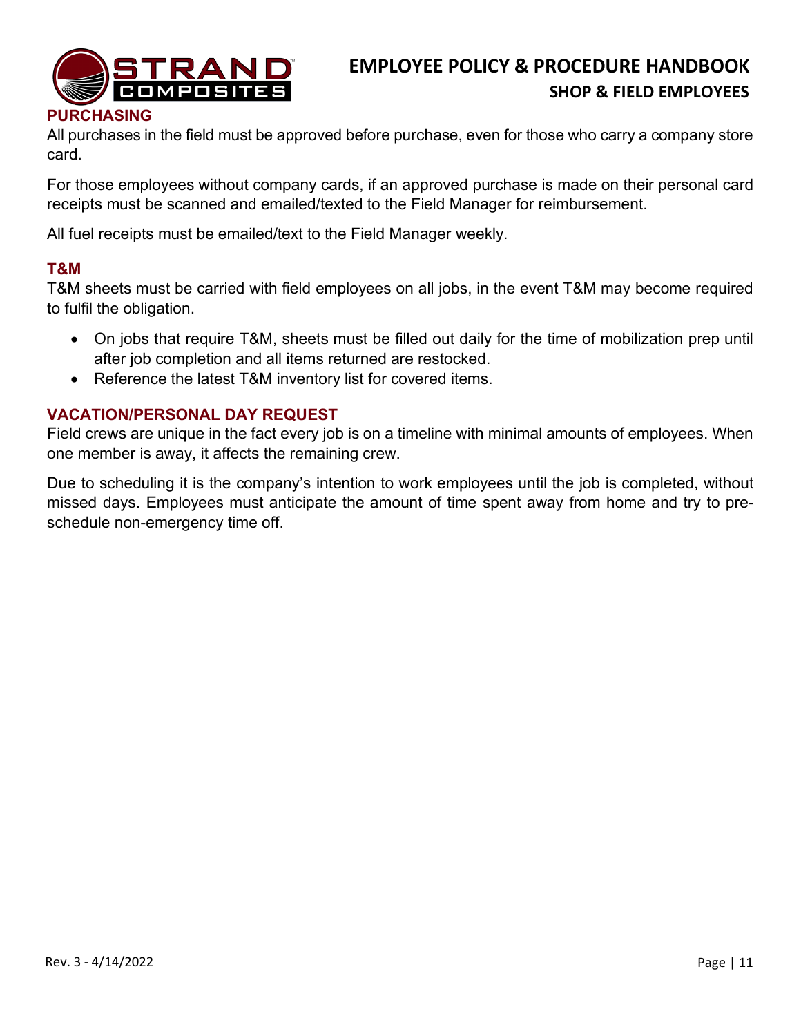## PURCHASING

All purchases in the field must be approved before purchase, even for those who carry a company store card.

For those employees without company cards, if an approved purchase is made on their personal card receipts must be scanned and emailed/texted to the Field Manager for reimbursement.

All fuel receipts must be emailed/text to the Field Manager weekly.

## T&M

T&M sheets must be carried with field employees on all jobs, in the event T&M may become required to fulfil the obligation.

- On jobs that require T&M, sheets must be filled out daily for the time of mobilization prep until after job completion and all items returned are restocked.
- Reference the latest T&M inventory list for covered items.

## VACATION/PERSONAL DAY REQUEST

Field crews are unique in the fact every job is on a timeline with minimal amounts of employees. When one member is away, it affects the remaining crew.

Due to scheduling it is the company's intention to work employees until the job is completed, without missed days. Employees must anticipate the amount of time spent away from home and try to pre-schedule non-emergency time off.